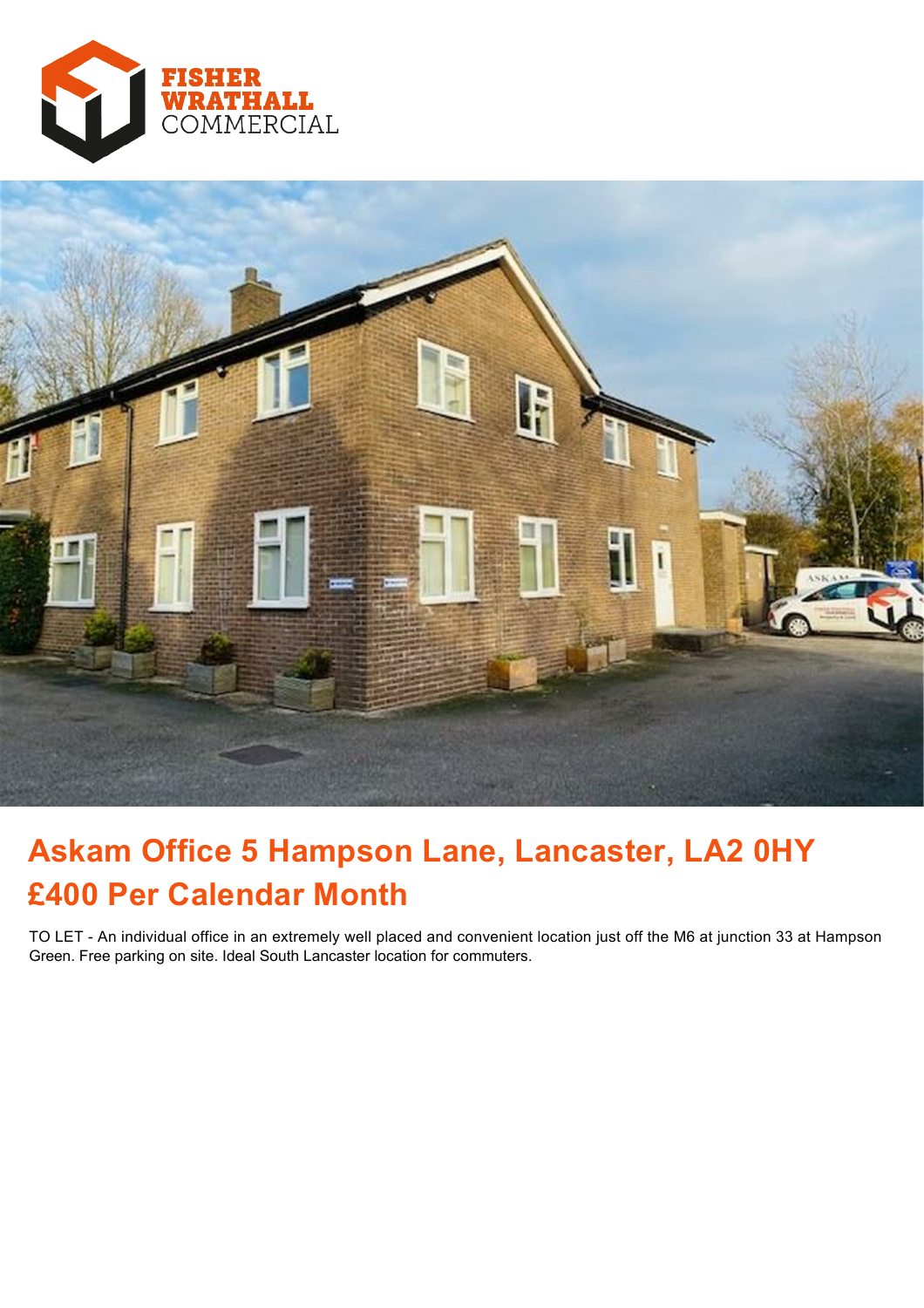FISHER WRATHALL COMMERCIAL

# Askam Office 5 Hampson Lane, Lancaster, LA2 0HY
# £400 Per Calendar Month

TO LET - An individual office in an extremely well placed and convenient location just off the M6 at junction 33 at Hampson Green. Free parking on site. Ideal South Lancaster location for commuters.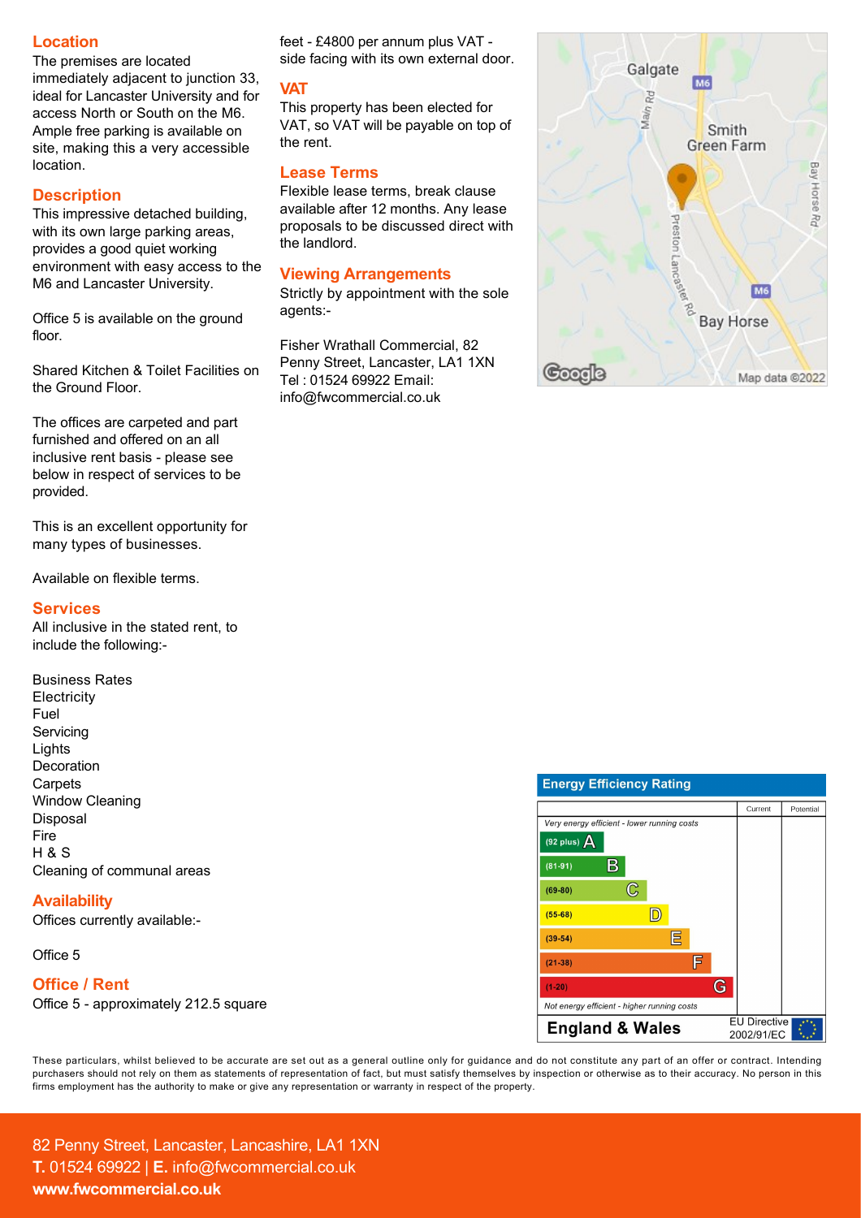## Location

The premises are located immediately adjacent to junction 33, ideal for Lancaster University and for access North or South on the M6. Ample free parking is available on site, making this a very accessible location.

## Description

This impressive detached building, with its own large parking areas, provides a good quiet working environment with easy access to the M6 and Lancaster University.

Office 5 is available on the ground floor.

Shared Kitchen & Toilet Facilities on the Ground Floor.

The offices are carpeted and part furnished and offered on an all inclusive rent basis - please see below in respect of services to be provided.

This is an excellent opportunity for many types of businesses.

Available on flexible terms.

## Services

All inclusive in the stated rent, to include the following:-

Business Rates
Electricity
Fuel
Servicing
Lights
Decoration
Carpets
Window Cleaning
Disposal
Fire
H & S
Cleaning of communal areas

## Availability

Offices currently available:-

Office 5

## Office / Rent

Office 5 - approximately 212.5 square feet - £4800 per annum plus VAT - side facing with its own external door.

## VAT

This property has been elected for VAT, so VAT will be payable on top of the rent.

## Lease Terms

Flexible lease terms, break clause available after 12 months. Any lease proposals to be discussed direct with the landlord.

## Viewing Arrangements

Strictly by appointment with the sole agents:-

Fisher Wrathall Commercial, 82 Penny Street, Lancaster, LA1 1XN
Tel : 01524 69922 Email: info@fwcommercial.co.uk

Galgate
M6
Main Rd
Smith Green Farm
Bay Horse Rd
Preston Lancaster Rd
M6
Bay Horse
Google
Map data ©2022

**Energy Efficiency Rating**

Current
Potential
Very energy efficient - lower running costs
(92 plus) A
(81-91) B
(69-80) C
(55-68) D
(39-54) E
(21-38) F
(1-20) G
Not energy efficient - higher running costs
England & Wales
EU Directive 2002/91/EC

These particulars, whilst believed to be accurate are set out as a general outline only for guidance and do not constitute any part of an offer or contract. Intending purchasers should not rely on them as statements of representation of fact, but must satisfy themselves by inspection or otherwise as to their accuracy. No person in this firms employment has the authority to make or give any representation or warranty in respect of the property.

82 Penny Street, Lancaster, Lancashire, LA1 1XN
**T.** 01524 69922 | **E.** info@fwcommercial.co.uk
**www.fwcommercial.co.uk**